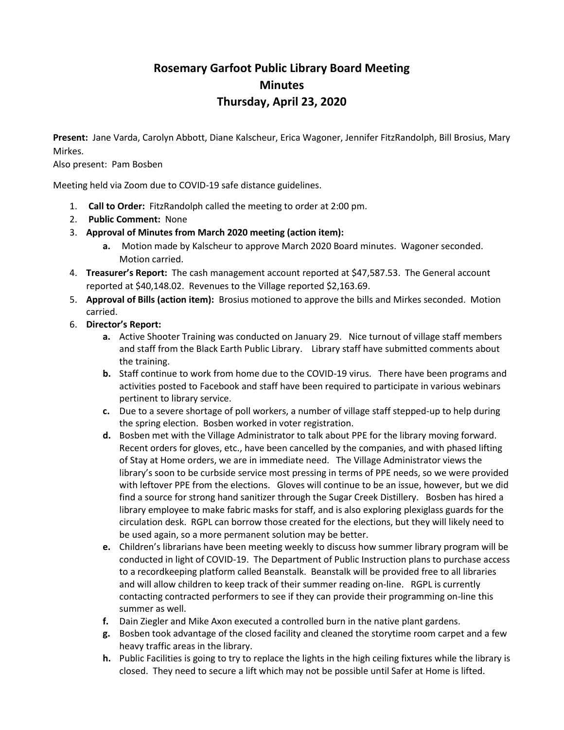# Rosemary Garfoot Public Library Board Meeting
# Minutes
# Thursday, April 23, 2020

**Present:** Jane Varda, Carolyn Abbott, Diane Kalscheur, Erica Wagoner, Jennifer FitzRandolph, Bill Brosius, Mary Mirkes.
Also present: Pam Bosben

Meeting held via Zoom due to COVID-19 safe distance guidelines.

1. **Call to Order:** FitzRandolph called the meeting to order at 2:00 pm.
2. **Public Comment:** None
3. **Approval of Minutes from March 2020 meeting (action item):**
   a. Motion made by Kalscheur to approve March 2020 Board minutes. Wagoner seconded. Motion carried.
4. **Treasurer's Report:** The cash management account reported at $47,587.53. The General account reported at $40,148.02. Revenues to the Village reported $2,163.69.
5. **Approval of Bills (action item):** Brosius motioned to approve the bills and Mirkes seconded. Motion carried.
6. **Director's Report:**
   a. Active Shooter Training was conducted on January 29. Nice turnout of village staff members and staff from the Black Earth Public Library. Library staff have submitted comments about the training.
   b. Staff continue to work from home due to the COVID-19 virus. There have been programs and activities posted to Facebook and staff have been required to participate in various webinars pertinent to library service.
   c. Due to a severe shortage of poll workers, a number of village staff stepped-up to help during the spring election. Bosben worked in voter registration.
   d. Bosben met with the Village Administrator to talk about PPE for the library moving forward. Recent orders for gloves, etc., have been cancelled by the companies, and with phased lifting of Stay at Home orders, we are in immediate need. The Village Administrator views the library's soon to be curbside service most pressing in terms of PPE needs, so we were provided with leftover PPE from the elections. Gloves will continue to be an issue, however, but we did find a source for strong hand sanitizer through the Sugar Creek Distillery. Bosben has hired a library employee to make fabric masks for staff, and is also exploring plexiglass guards for the circulation desk. RGPL can borrow those created for the elections, but they will likely need to be used again, so a more permanent solution may be better.
   e. Children's librarians have been meeting weekly to discuss how summer library program will be conducted in light of COVID-19. The Department of Public Instruction plans to purchase access to a recordkeeping platform called Beanstalk. Beanstalk will be provided free to all libraries and will allow children to keep track of their summer reading on-line. RGPL is currently contacting contracted performers to see if they can provide their programming on-line this summer as well.
   f. Dain Ziegler and Mike Axon executed a controlled burn in the native plant gardens.
   g. Bosben took advantage of the closed facility and cleaned the storytime room carpet and a few heavy traffic areas in the library.
   h. Public Facilities is going to try to replace the lights in the high ceiling fixtures while the library is closed. They need to secure a lift which may not be possible until Safer at Home is lifted.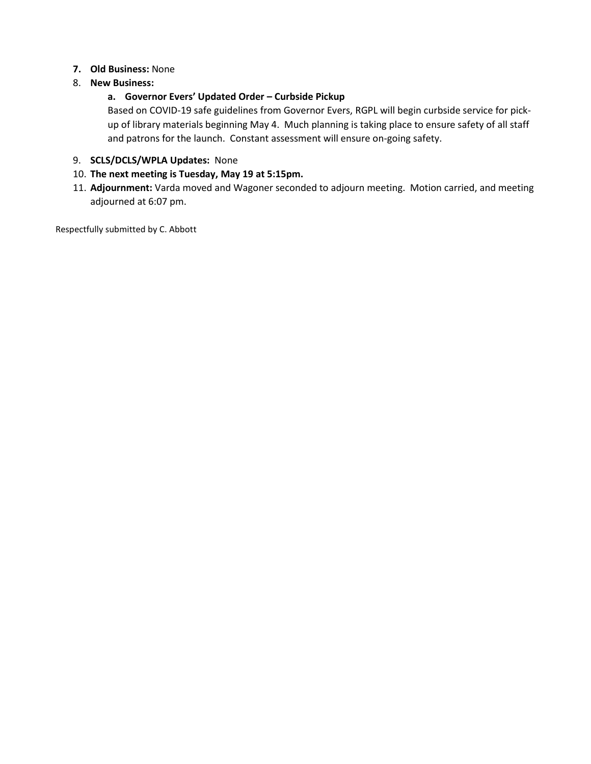7. **Old Business:** None
8. **New Business:**
   a. **Governor Evers' Updated Order – Curbside Pickup**
      Based on COVID-19 safe guidelines from Governor Evers, RGPL will begin curbside service for pick-up of library materials beginning May 4. Much planning is taking place to ensure safety of all staff and patrons for the launch. Constant assessment will ensure on-going safety.
9. **SCLS/DCLS/WPLA Updates:** None
10. **The next meeting is Tuesday, May 19 at 5:15pm.**
11. **Adjournment:** Varda moved and Wagoner seconded to adjourn meeting. Motion carried, and meeting adjourned at 6:07 pm.

Respectfully submitted by C. Abbott